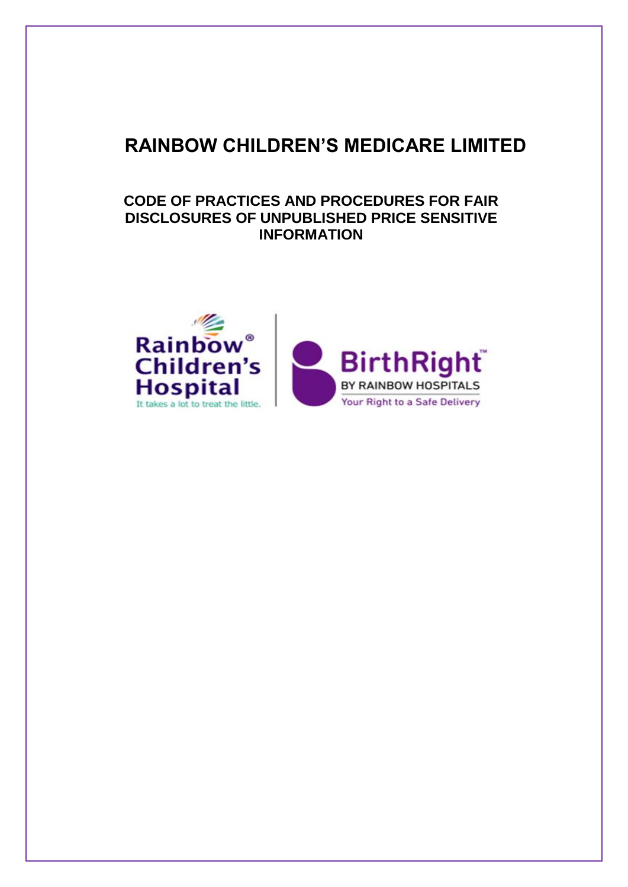# RAINBOW CHILDREN'S MEDICARE LIMITED

## CODE OF PRACTICES AND PROCEDURES FOR FAIR DISCLOSURES OF UNPUBLISHED PRICE SENSITIVE INFORMATION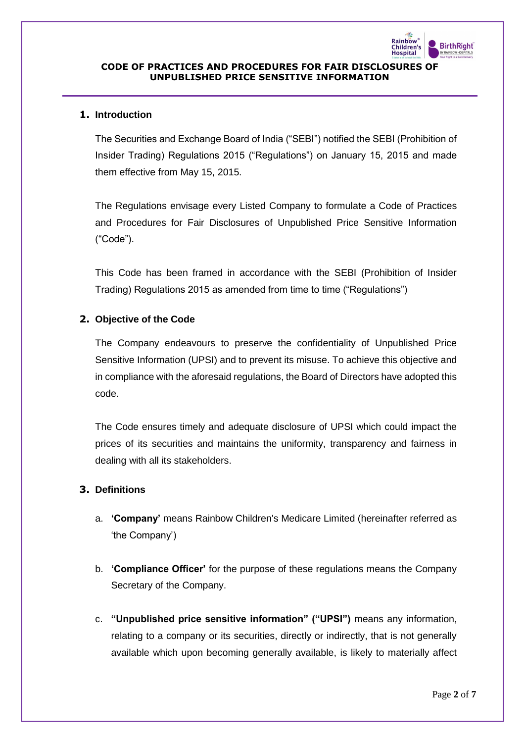# CODE OF PRACTICES AND PROCEDURES FOR FAIR DISCLOSURES OF UNPUBLISHED PRICE SENSITIVE INFORMATION

## 1. Introduction

The Securities and Exchange Board of India ("SEBI") notified the SEBI (Prohibition of Insider Trading) Regulations 2015 ("Regulations") on January 15, 2015 and made them effective from May 15, 2015.

The Regulations envisage every Listed Company to formulate a Code of Practices and Procedures for Fair Disclosures of Unpublished Price Sensitive Information ("Code").

This Code has been framed in accordance with the SEBI (Prohibition of Insider Trading) Regulations 2015 as amended from time to time ("Regulations")

## 2. Objective of the Code

The Company endeavours to preserve the confidentiality of Unpublished Price Sensitive Information (UPSI) and to prevent its misuse. To achieve this objective and in compliance with the aforesaid regulations, the Board of Directors have adopted this code.

The Code ensures timely and adequate disclosure of UPSI which could impact the prices of its securities and maintains the uniformity, transparency and fairness in dealing with all its stakeholders.

## 3. Definitions

a. **'Company'** means Rainbow Children's Medicare Limited (hereinafter referred as 'the Company')

b. **'Compliance Officer'** for the purpose of these regulations means the Company Secretary of the Company.

c. **"Unpublished price sensitive information" ("UPSI")** means any information, relating to a company or its securities, directly or indirectly, that is not generally available which upon becoming generally available, is likely to materially affect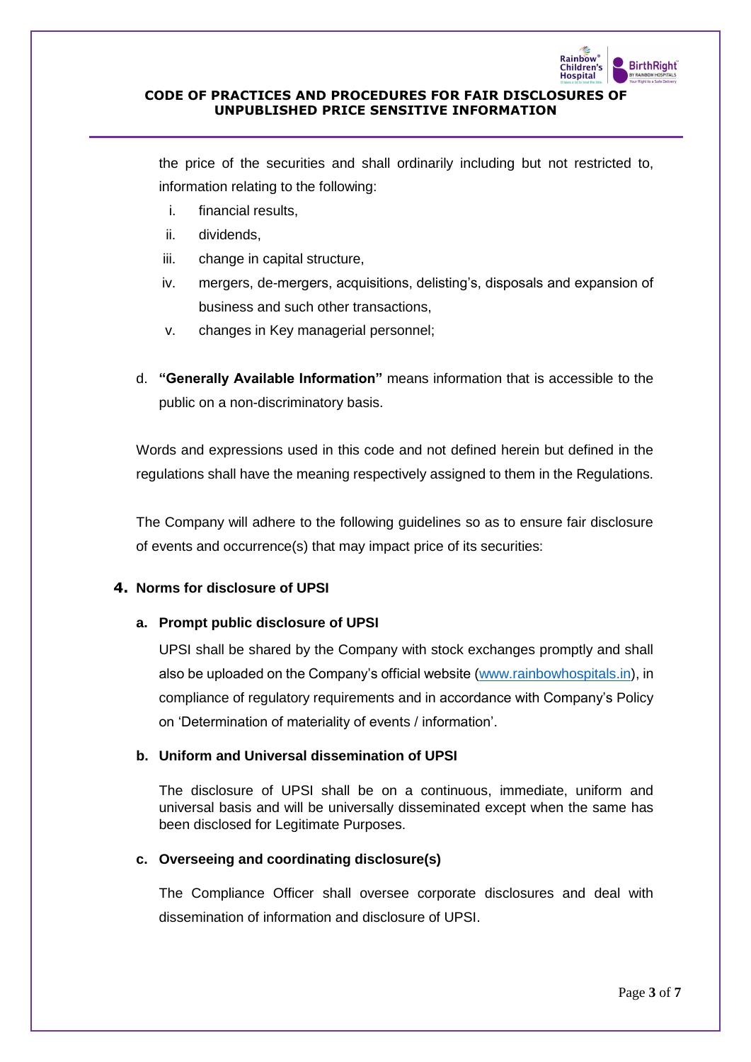the price of the securities and shall ordinarily including but not restricted to, information relating to the following:

i. financial results,
ii. dividends,
iii. change in capital structure,
iv. mergers, de-mergers, acquisitions, delisting's, disposals and expansion of business and such other transactions,
v. changes in Key managerial personnel;

d. **"Generally Available Information"** means information that is accessible to the public on a non-discriminatory basis.

Words and expressions used in this code and not defined herein but defined in the regulations shall have the meaning respectively assigned to them in the Regulations.

The Company will adhere to the following guidelines so as to ensure fair disclosure of events and occurrence(s) that may impact price of its securities:

## 4. Norms for disclosure of UPSI

### a. Prompt public disclosure of UPSI

UPSI shall be shared by the Company with stock exchanges promptly and shall also be uploaded on the Company's official website (www.rainbowhospitals.in), in compliance of regulatory requirements and in accordance with Company's Policy on 'Determination of materiality of events / information'.

### b. Uniform and Universal dissemination of UPSI

The disclosure of UPSI shall be on a continuous, immediate, uniform and universal basis and will be universally disseminated except when the same has been disclosed for Legitimate Purposes.

### c. Overseeing and coordinating disclosure(s)

The Compliance Officer shall oversee corporate disclosures and deal with dissemination of information and disclosure of UPSI.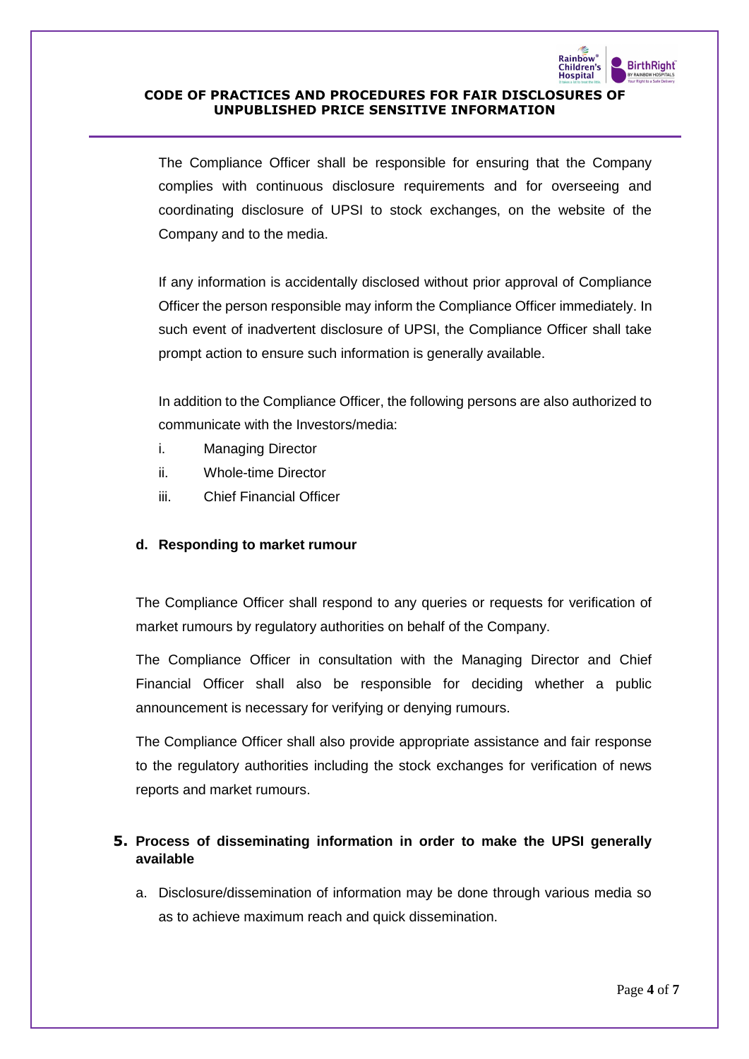The Compliance Officer shall be responsible for ensuring that the Company complies with continuous disclosure requirements and for overseeing and coordinating disclosure of UPSI to stock exchanges, on the website of the Company and to the media.

If any information is accidentally disclosed without prior approval of Compliance Officer the person responsible may inform the Compliance Officer immediately. In such event of inadvertent disclosure of UPSI, the Compliance Officer shall take prompt action to ensure such information is generally available.

In addition to the Compliance Officer, the following persons are also authorized to communicate with the Investors/media:

i. Managing Director
ii. Whole-time Director
iii. Chief Financial Officer

**d. Responding to market rumour**

The Compliance Officer shall respond to any queries or requests for verification of market rumours by regulatory authorities on behalf of the Company.

The Compliance Officer in consultation with the Managing Director and Chief Financial Officer shall also be responsible for deciding whether a public announcement is necessary for verifying or denying rumours.

The Compliance Officer shall also provide appropriate assistance and fair response to the regulatory authorities including the stock exchanges for verification of news reports and market rumours.

## 5. Process of disseminating information in order to make the UPSI generally available

a. Disclosure/dissemination of information may be done through various media so as to achieve maximum reach and quick dissemination.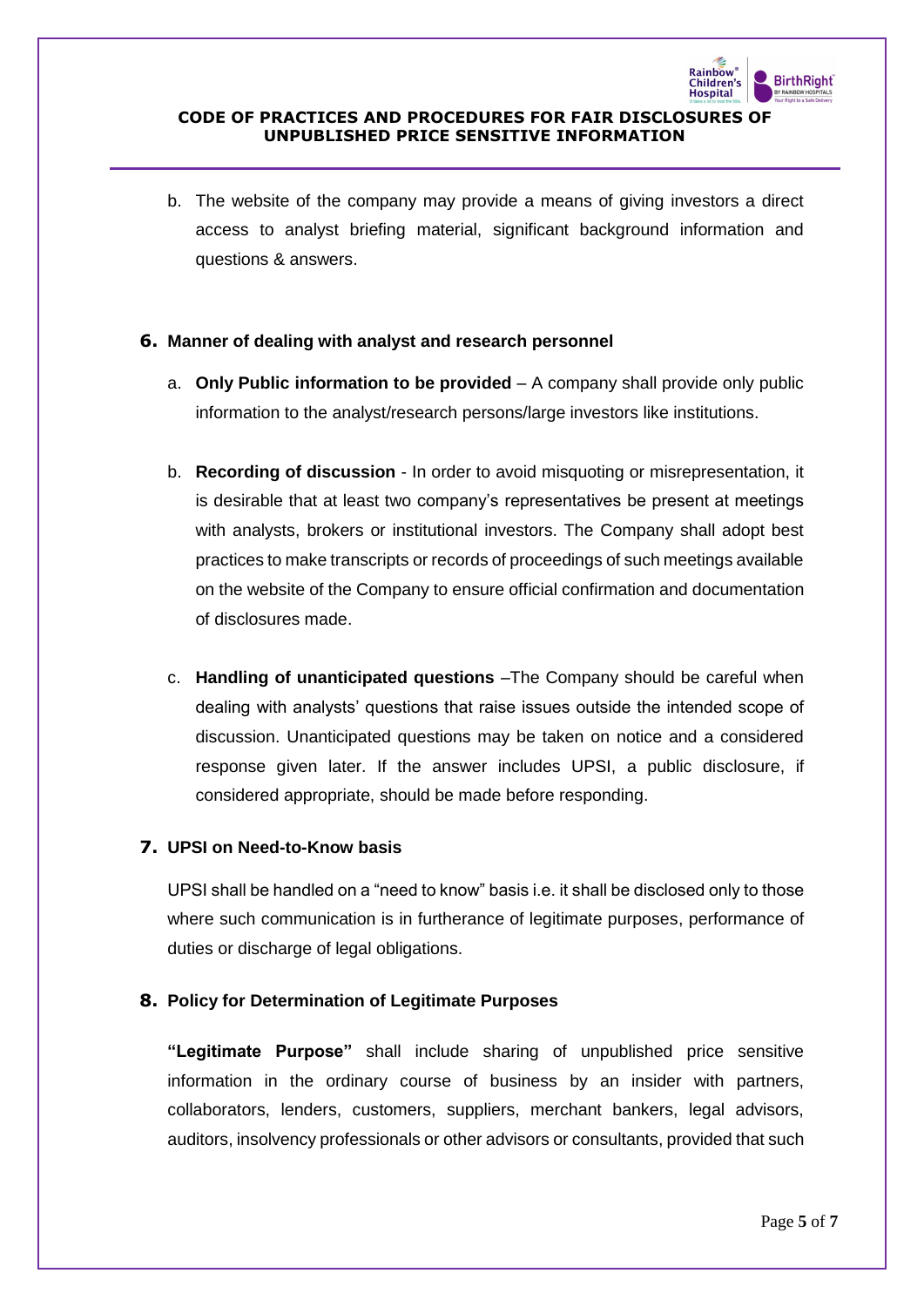b. The website of the company may provide a means of giving investors a direct access to analyst briefing material, significant background information and questions & answers.

## 6. Manner of dealing with analyst and research personnel

a. **Only Public information to be provided** – A company shall provide only public information to the analyst/research persons/large investors like institutions.

b. **Recording of discussion** - In order to avoid misquoting or misrepresentation, it is desirable that at least two company's representatives be present at meetings with analysts, brokers or institutional investors. The Company shall adopt best practices to make transcripts or records of proceedings of such meetings available on the website of the Company to ensure official confirmation and documentation of disclosures made.

c. **Handling of unanticipated questions** –The Company should be careful when dealing with analysts' questions that raise issues outside the intended scope of discussion. Unanticipated questions may be taken on notice and a considered response given later. If the answer includes UPSI, a public disclosure, if considered appropriate, should be made before responding.

## 7. UPSI on Need-to-Know basis

UPSI shall be handled on a "need to know" basis i.e. it shall be disclosed only to those where such communication is in furtherance of legitimate purposes, performance of duties or discharge of legal obligations.

## 8. Policy for Determination of Legitimate Purposes

**"Legitimate Purpose"** shall include sharing of unpublished price sensitive information in the ordinary course of business by an insider with partners, collaborators, lenders, customers, suppliers, merchant bankers, legal advisors, auditors, insolvency professionals or other advisors or consultants, provided that such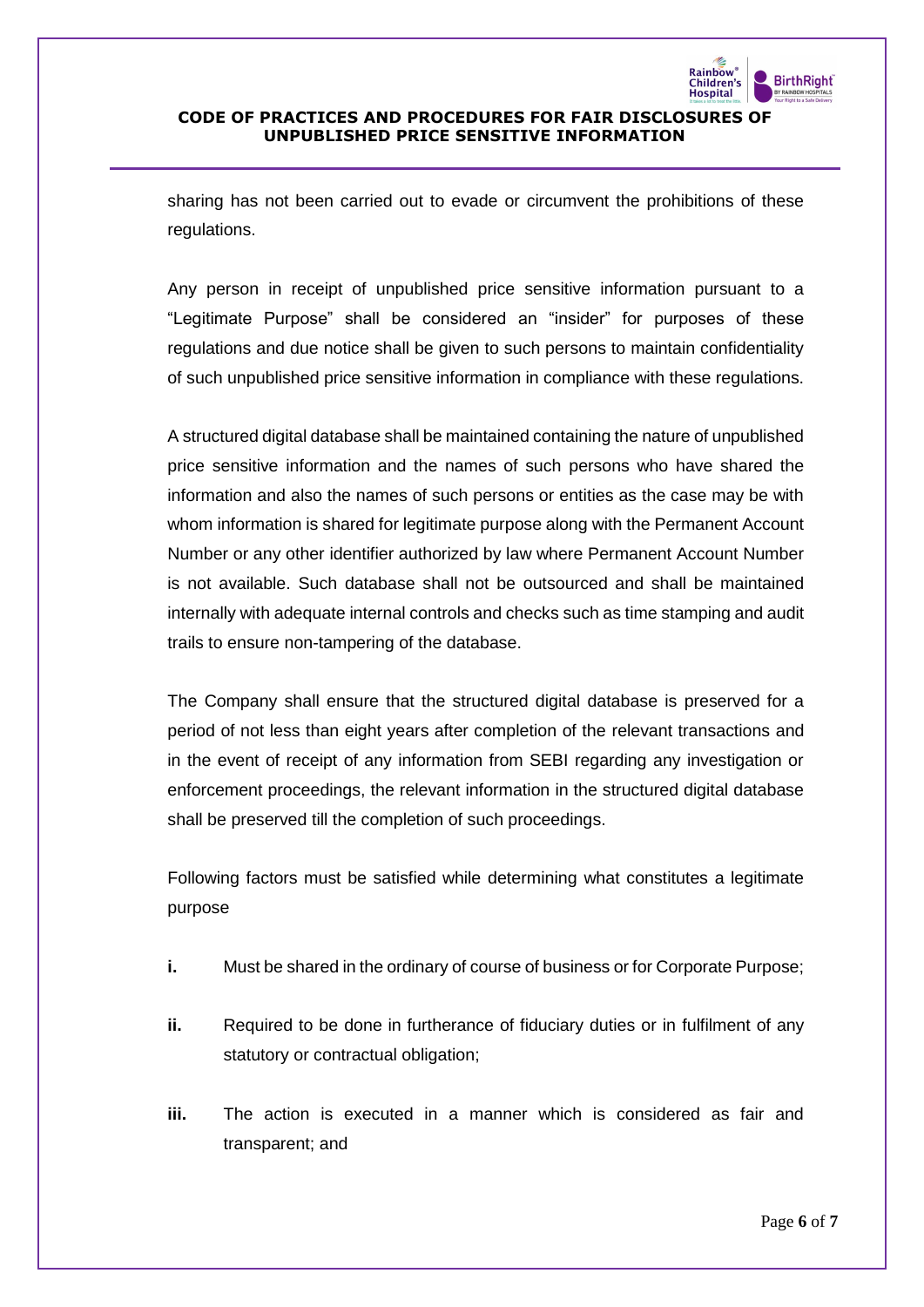sharing has not been carried out to evade or circumvent the prohibitions of these regulations.

Any person in receipt of unpublished price sensitive information pursuant to a "Legitimate Purpose" shall be considered an "insider" for purposes of these regulations and due notice shall be given to such persons to maintain confidentiality of such unpublished price sensitive information in compliance with these regulations.

A structured digital database shall be maintained containing the nature of unpublished price sensitive information and the names of such persons who have shared the information and also the names of such persons or entities as the case may be with whom information is shared for legitimate purpose along with the Permanent Account Number or any other identifier authorized by law where Permanent Account Number is not available. Such database shall not be outsourced and shall be maintained internally with adequate internal controls and checks such as time stamping and audit trails to ensure non-tampering of the database.

The Company shall ensure that the structured digital database is preserved for a period of not less than eight years after completion of the relevant transactions and in the event of receipt of any information from SEBI regarding any investigation or enforcement proceedings, the relevant information in the structured digital database shall be preserved till the completion of such proceedings.

Following factors must be satisfied while determining what constitutes a legitimate purpose

**i.** Must be shared in the ordinary of course of business or for Corporate Purpose;

**ii.** Required to be done in furtherance of fiduciary duties or in fulfilment of any statutory or contractual obligation;

**iii.** The action is executed in a manner which is considered as fair and transparent; and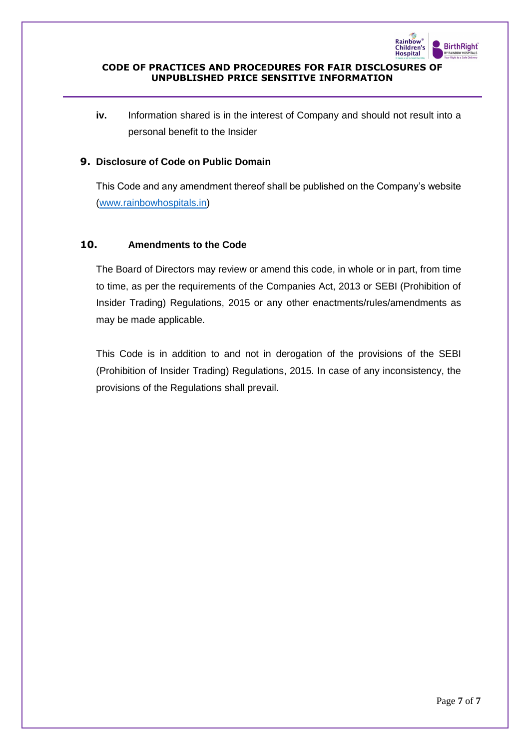iv. Information shared is in the interest of Company and should not result into a personal benefit to the Insider

## 9. Disclosure of Code on Public Domain

This Code and any amendment thereof shall be published on the Company's website (www.rainbowhospitals.in)

## 10. Amendments to the Code

The Board of Directors may review or amend this code, in whole or in part, from time to time, as per the requirements of the Companies Act, 2013 or SEBI (Prohibition of Insider Trading) Regulations, 2015 or any other enactments/rules/amendments as may be made applicable.

This Code is in addition to and not in derogation of the provisions of the SEBI (Prohibition of Insider Trading) Regulations, 2015. In case of any inconsistency, the provisions of the Regulations shall prevail.